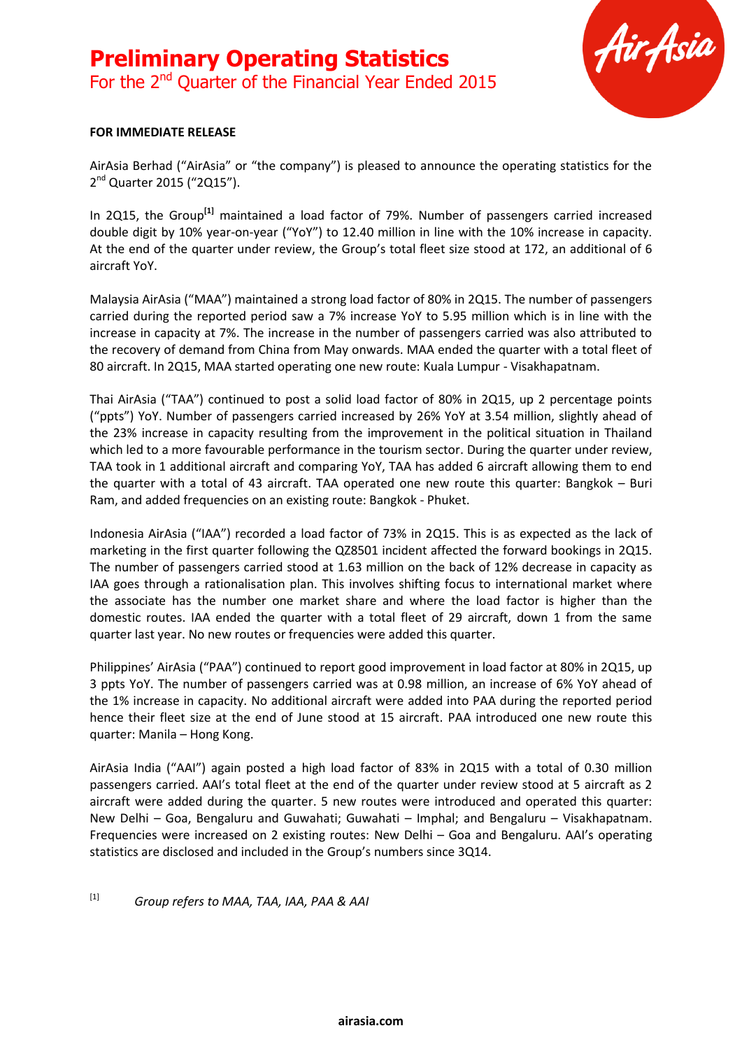# Preliminary Operating Statistics

## For the 2nd Quarter of the Financial Year Ended 2015

**FOR IMMEDIATE RELEASE**

AirAsia Berhad ("AirAsia" or "the company") is pleased to announce the operating statistics for the 2nd Quarter 2015 ("2Q15").

In 2Q15, the Group[1] maintained a load factor of 79%. Number of passengers carried increased double digit by 10% year-on-year ("YoY") to 12.40 million in line with the 10% increase in capacity. At the end of the quarter under review, the Group's total fleet size stood at 172, an additional of 6 aircraft YoY.

Malaysia AirAsia ("MAA") maintained a strong load factor of 80% in 2Q15. The number of passengers carried during the reported period saw a 7% increase YoY to 5.95 million which is in line with the increase in capacity at 7%. The increase in the number of passengers carried was also attributed to the recovery of demand from China from May onwards. MAA ended the quarter with a total fleet of 80 aircraft. In 2Q15, MAA started operating one new route: Kuala Lumpur - Visakhapatnam.

Thai AirAsia ("TAA") continued to post a solid load factor of 80% in 2Q15, up 2 percentage points ("ppts") YoY. Number of passengers carried increased by 26% YoY at 3.54 million, slightly ahead of the 23% increase in capacity resulting from the improvement in the political situation in Thailand which led to a more favourable performance in the tourism sector. During the quarter under review, TAA took in 1 additional aircraft and comparing YoY, TAA has added 6 aircraft allowing them to end the quarter with a total of 43 aircraft. TAA operated one new route this quarter: Bangkok – Buri Ram, and added frequencies on an existing route: Bangkok - Phuket.

Indonesia AirAsia ("IAA") recorded a load factor of 73% in 2Q15. This is as expected as the lack of marketing in the first quarter following the QZ8501 incident affected the forward bookings in 2Q15. The number of passengers carried stood at 1.63 million on the back of 12% decrease in capacity as IAA goes through a rationalisation plan. This involves shifting focus to international market where the associate has the number one market share and where the load factor is higher than the domestic routes. IAA ended the quarter with a total fleet of 29 aircraft, down 1 from the same quarter last year. No new routes or frequencies were added this quarter.

Philippines' AirAsia ("PAA") continued to report good improvement in load factor at 80% in 2Q15, up 3 ppts YoY. The number of passengers carried was at 0.98 million, an increase of 6% YoY ahead of the 1% increase in capacity. No additional aircraft were added into PAA during the reported period hence their fleet size at the end of June stood at 15 aircraft. PAA introduced one new route this quarter: Manila – Hong Kong.

AirAsia India ("AAI") again posted a high load factor of 83% in 2Q15 with a total of 0.30 million passengers carried. AAI's total fleet at the end of the quarter under review stood at 5 aircraft as 2 aircraft were added during the quarter. 5 new routes were introduced and operated this quarter: New Delhi – Goa, Bengaluru and Guwahati; Guwahati – Imphal; and Bengaluru – Visakhapatnam. Frequencies were increased on 2 existing routes: New Delhi – Goa and Bengaluru. AAI's operating statistics are disclosed and included in the Group's numbers since 3Q14.

[1] *Group refers to MAA, TAA, IAA, PAA & AAI*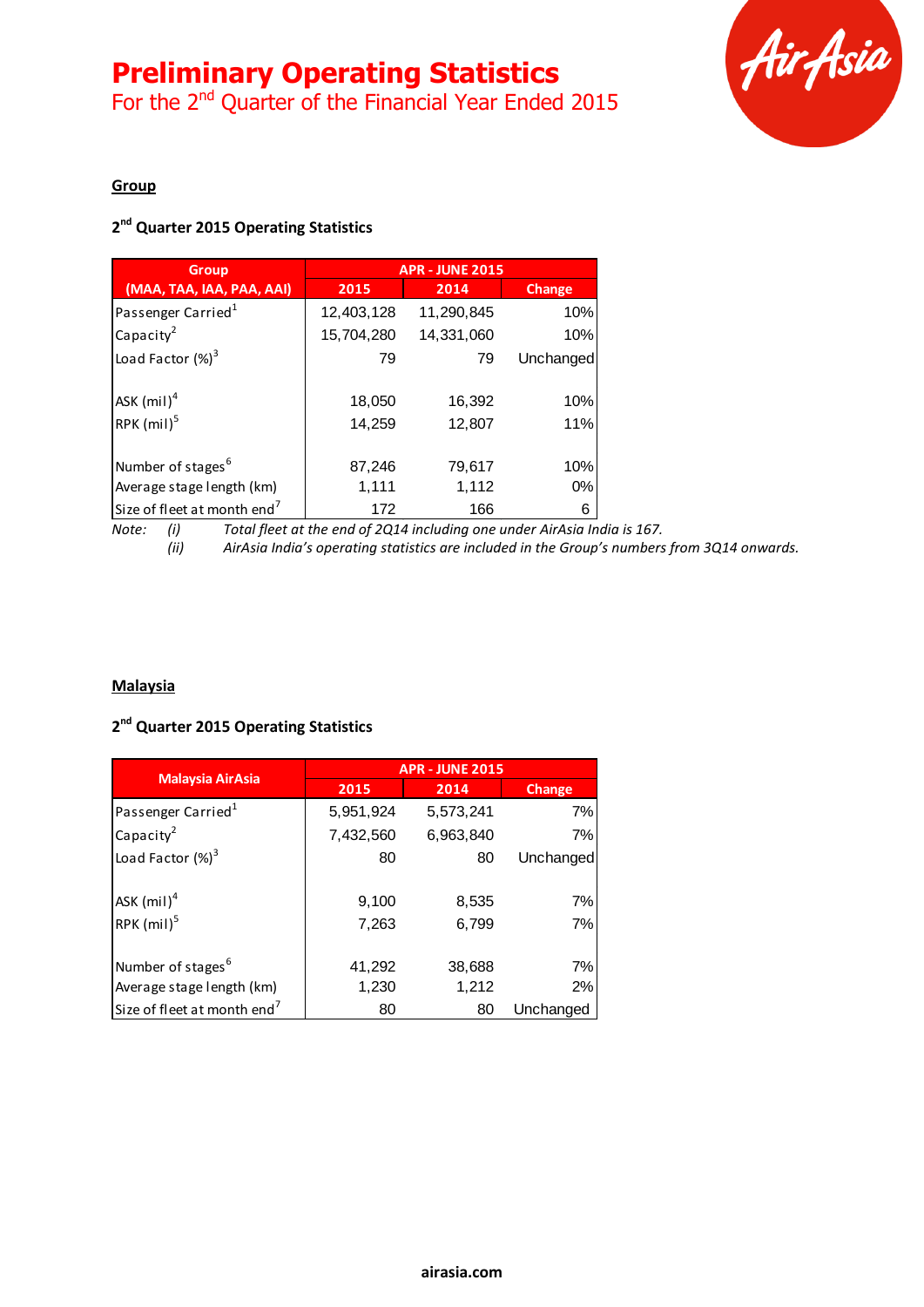# Preliminary Operating Statistics

For the 2nd Quarter of the Financial Year Ended 2015

## Group

### 2nd Quarter 2015 Operating Statistics

| Group (MAA, TAA, IAA, PAA, AAI) | APR - JUNE 2015 | | |
|---|---|---|---|
| | 2015 | 2014 | Change |
| Passenger Carried[1] | 12,403,128 | 11,290,845 | 10% |
| Capacity[2] | 15,704,280 | 14,331,060 | 10% |
| Load Factor (%)[3] | 79 | 79 | Unchanged |
| | | | |
| ASK (mil)[4] | 18,050 | 16,392 | 10% |
| RPK (mil)[5] | 14,259 | 12,807 | 11% |
| | | | |
| Number of stages[6] | 87,246 | 79,617 | 10% |
| Average stage length (km) | 1,111 | 1,112 | 0% |
| Size of fleet at month end[7] | 172 | 166 | 6 |

*Note:* *(i)* *Total fleet at the end of 2Q14 including one under AirAsia India is 167.*
*(ii)* *AirAsia India's operating statistics are included in the Group's numbers from 3Q14 onwards.*

## Malaysia

### 2nd Quarter 2015 Operating Statistics

| Malaysia AirAsia | APR - JUNE 2015 | | |
|---|---|---|---|
| | 2015 | 2014 | Change |
| Passenger Carried[1] | 5,951,924 | 5,573,241 | 7% |
| Capacity[2] | 7,432,560 | 6,963,840 | 7% |
| Load Factor (%)[3] | 80 | 80 | Unchanged |
| | | | |
| ASK (mil)[4] | 9,100 | 8,535 | 7% |
| RPK (mil)[5] | 7,263 | 6,799 | 7% |
| | | | |
| Number of stages[6] | 41,292 | 38,688 | 7% |
| Average stage length (km) | 1,230 | 1,212 | 2% |
| Size of fleet at month end[7] | 80 | 80 | Unchanged |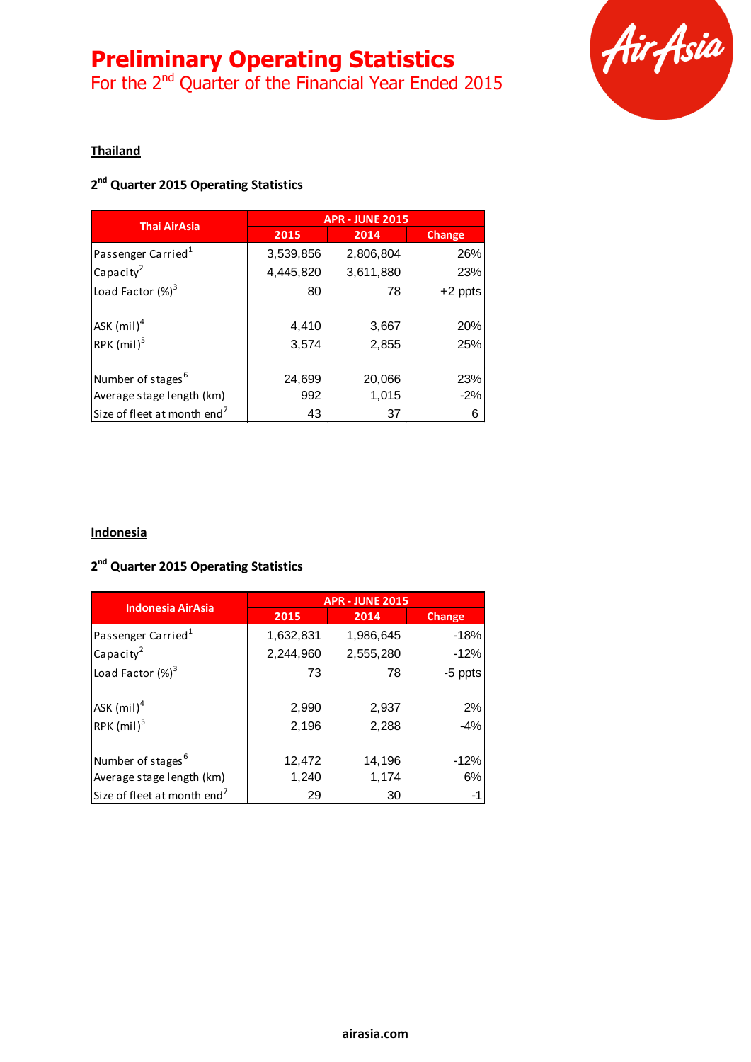# Preliminary Operating Statistics

For the 2nd Quarter of the Financial Year Ended 2015

## Thailand

### 2nd Quarter 2015 Operating Statistics

| Thai AirAsia | APR - JUNE 2015 | | |
|---|---|---|---|
| | 2015 | 2014 | Change |
| Passenger Carried[1] | 3,539,856 | 2,806,804 | 26% |
| Capacity[2] | 4,445,820 | 3,611,880 | 23% |
| Load Factor (%)[3] | 80 | 78 | +2 ppts |
| | | | |
| ASK (mil)[4] | 4,410 | 3,667 | 20% |
| RPK (mil)[5] | 3,574 | 2,855 | 25% |
| | | | |
| Number of stages[6] | 24,699 | 20,066 | 23% |
| Average stage length (km) | 992 | 1,015 | -2% |
| Size of fleet at month end[7] | 43 | 37 | 6 |

## Indonesia

### 2nd Quarter 2015 Operating Statistics

| Indonesia AirAsia | APR - JUNE 2015 | | |
|---|---|---|---|
| | 2015 | 2014 | Change |
| Passenger Carried[1] | 1,632,831 | 1,986,645 | -18% |
| Capacity[2] | 2,244,960 | 2,555,280 | -12% |
| Load Factor (%)[3] | 73 | 78 | -5 ppts |
| | | | |
| ASK (mil)[4] | 2,990 | 2,937 | 2% |
| RPK (mil)[5] | 2,196 | 2,288 | -4% |
| | | | |
| Number of stages[6] | 12,472 | 14,196 | -12% |
| Average stage length (km) | 1,240 | 1,174 | 6% |
| Size of fleet at month end[7] | 29 | 30 | -1 |

airasia.com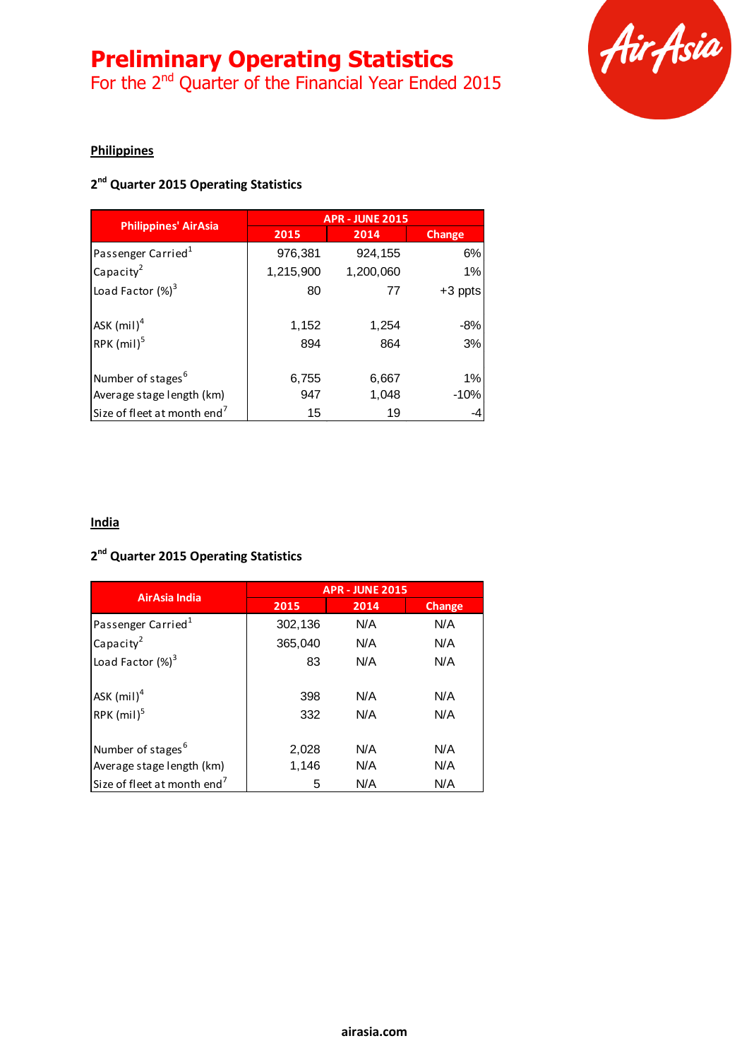# Preliminary Operating Statistics

For the 2nd Quarter of the Financial Year Ended 2015

## Philippines

### 2nd Quarter 2015 Operating Statistics

| Philippines' AirAsia | APR - JUNE 2015 | | |
|---|---|---|---|
| | 2015 | 2014 | Change |
| Passenger Carried[1] | 976,381 | 924,155 | 6% |
| Capacity[2] | 1,215,900 | 1,200,060 | 1% |
| Load Factor (%)[3] | 80 | 77 | +3 ppts |
| | | | |
| ASK (mil)[4] | 1,152 | 1,254 | -8% |
| RPK (mil)[5] | 894 | 864 | 3% |
| | | | |
| Number of stages[6] | 6,755 | 6,667 | 1% |
| Average stage length (km) | 947 | 1,048 | -10% |
| Size of fleet at month end[7] | 15 | 19 | -4 |

## India

### 2nd Quarter 2015 Operating Statistics

| AirAsia India | APR - JUNE 2015 | | |
|---|---|---|---|
| | 2015 | 2014 | Change |
| Passenger Carried[1] | 302,136 | N/A | N/A |
| Capacity[2] | 365,040 | N/A | N/A |
| Load Factor (%)[3] | 83 | N/A | N/A |
| | | | |
| ASK (mil)[4] | 398 | N/A | N/A |
| RPK (mil)[5] | 332 | N/A | N/A |
| | | | |
| Number of stages[6] | 2,028 | N/A | N/A |
| Average stage length (km) | 1,146 | N/A | N/A |
| Size of fleet at month end[7] | 5 | N/A | N/A |

**airasia.com**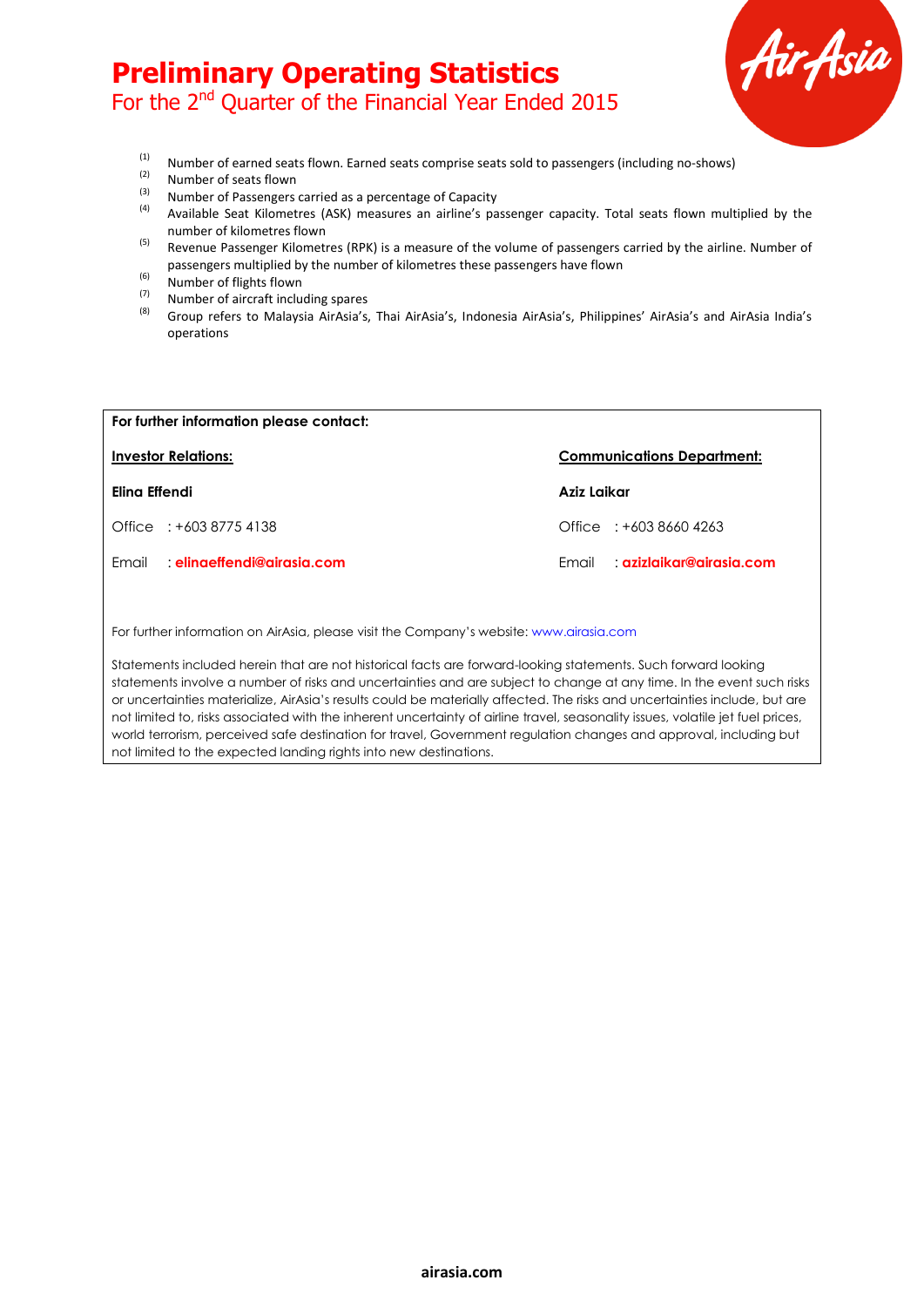# Preliminary Operating Statistics

For the 2nd Quarter of the Financial Year Ended 2015

- (1) Number of earned seats flown. Earned seats comprise seats sold to passengers (including no-shows)
- (2) Number of seats flown
- (3) Number of Passengers carried as a percentage of Capacity
- (4) Available Seat Kilometres (ASK) measures an airline's passenger capacity. Total seats flown multiplied by the number of kilometres flown
- (5) Revenue Passenger Kilometres (RPK) is a measure of the volume of passengers carried by the airline. Number of passengers multiplied by the number of kilometres these passengers have flown
- (6) Number of flights flown
- (7) Number of aircraft including spares
- (8) Group refers to Malaysia AirAsia's, Thai AirAsia's, Indonesia AirAsia's, Philippines' AirAsia's and AirAsia India's operations

**For further information please contact:**

**Investor Relations:**

**Elina Effendi**

Office : +603 8775 4138

Email : **elinaeffendi@airasia.com**

**Communications Department:**

**Aziz Laikar**

Office : +603 8660 4263

Email : **azizlaikar@airasia.com**

For further information on AirAsia, please visit the Company's website: www.airasia.com

Statements included herein that are not historical facts are forward-looking statements. Such forward looking statements involve a number of risks and uncertainties and are subject to change at any time. In the event such risks or uncertainties materialize, AirAsia's results could be materially affected. The risks and uncertainties include, but are not limited to, risks associated with the inherent uncertainty of airline travel, seasonality issues, volatile jet fuel prices, world terrorism, perceived safe destination for travel, Government regulation changes and approval, including but not limited to the expected landing rights into new destinations.